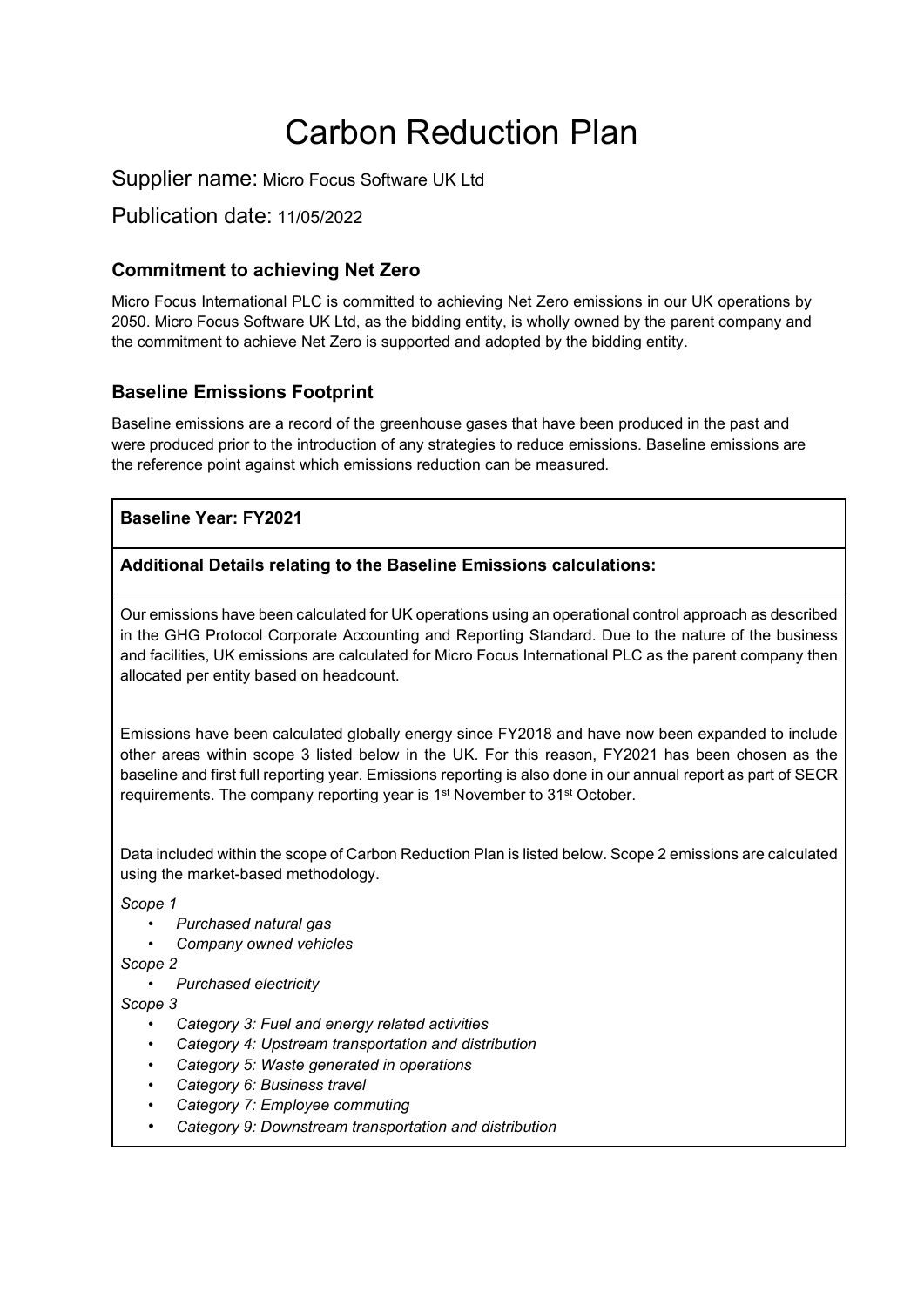# Carbon Reduction Plan

Supplier name: Micro Focus Software UK Ltd

Publication date: 11/05/2022

### Commitment to achieving Net Zero

Micro Focus International PLC is committed to achieving Net Zero emissions in our UK operations by 2050. Micro Focus Software UK Ltd, as the bidding entity, is wholly owned by the parent company and the commitment to achieve Net Zero is supported and adopted by the bidding entity.

### Baseline Emissions Footprint

Baseline emissions are a record of the greenhouse gases that have been produced in the past and were produced prior to the introduction of any strategies to reduce emissions. Baseline emissions are the reference point against which emissions reduction can be measured.

**Baseline Year: FY2021**

**Additional Details relating to the Baseline Emissions calculations:**

Our emissions have been calculated for UK operations using an operational control approach as described in the GHG Protocol Corporate Accounting and Reporting Standard. Due to the nature of the business and facilities, UK emissions are calculated for Micro Focus International PLC as the parent company then allocated per entity based on headcount.

Emissions have been calculated globally energy since FY2018 and have now been expanded to include other areas within scope 3 listed below in the UK. For this reason, FY2021 has been chosen as the baseline and first full reporting year. Emissions reporting is also done in our annual report as part of SECR requirements. The company reporting year is 1st November to 31st October.

Data included within the scope of Carbon Reduction Plan is listed below. Scope 2 emissions are calculated using the market-based methodology.

*Scope 1*

- *Purchased natural gas*
- *Company owned vehicles*

*Scope 2*

- *Purchased electricity*

*Scope 3*

- *Category 3: Fuel and energy related activities*
- *Category 4: Upstream transportation and distribution*
- *Category 5: Waste generated in operations*
- *Category 6: Business travel*
- *Category 7: Employee commuting*
- *Category 9: Downstream transportation and distribution*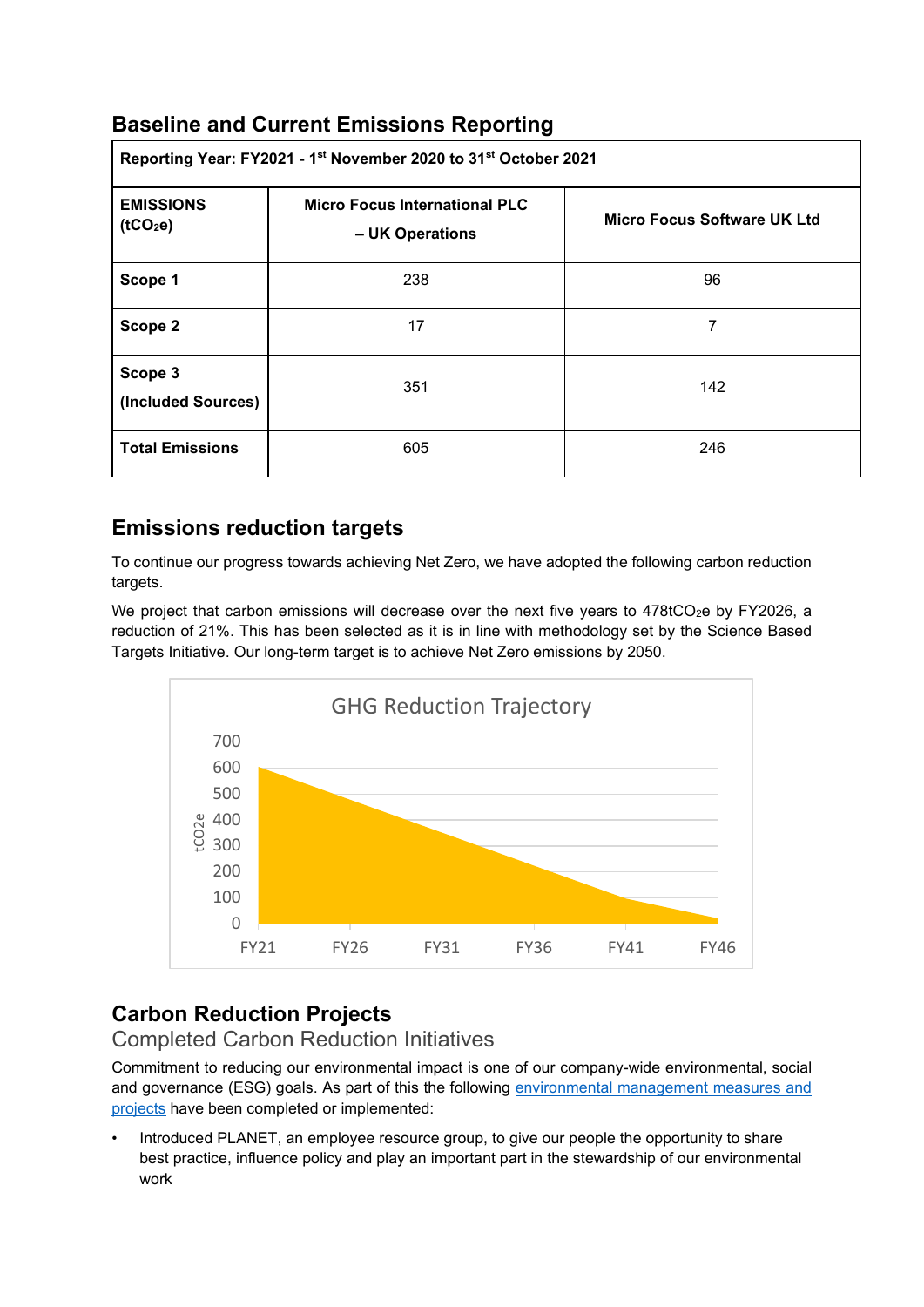## Baseline and Current Emissions Reporting

| Reporting Year: FY2021 - 1st November 2020 to 31st October 2021 | | |
|---|---|---|
| **EMISSIONS ($tCO_2e$)** | **Micro Focus International PLC – UK Operations** | **Micro Focus Software UK Ltd** |
| **Scope 1** | 238 | 96 |
| **Scope 2** | 17 | 7 |
| **Scope 3 (Included Sources)** | 351 | 142 |
| **Total Emissions** | 605 | 246 |

## Emissions reduction targets

To continue our progress towards achieving Net Zero, we have adopted the following carbon reduction targets.

We project that carbon emissions will decrease over the next five years to 478$tCO_2e$ by FY2026, a reduction of 21%. This has been selected as it is in line with methodology set by the Science Based Targets Initiative. Our long-term target is to achieve Net Zero emissions by 2050.

GHG Reduction Trajectory

## Carbon Reduction Projects

### Completed Carbon Reduction Initiatives

Commitment to reducing our environmental impact is one of our company-wide environmental, social and governance (ESG) goals. As part of this the following environmental management measures and projects have been completed or implemented:

- Introduced PLANET, an employee resource group, to give our people the opportunity to share best practice, influence policy and play an important part in the stewardship of our environmental work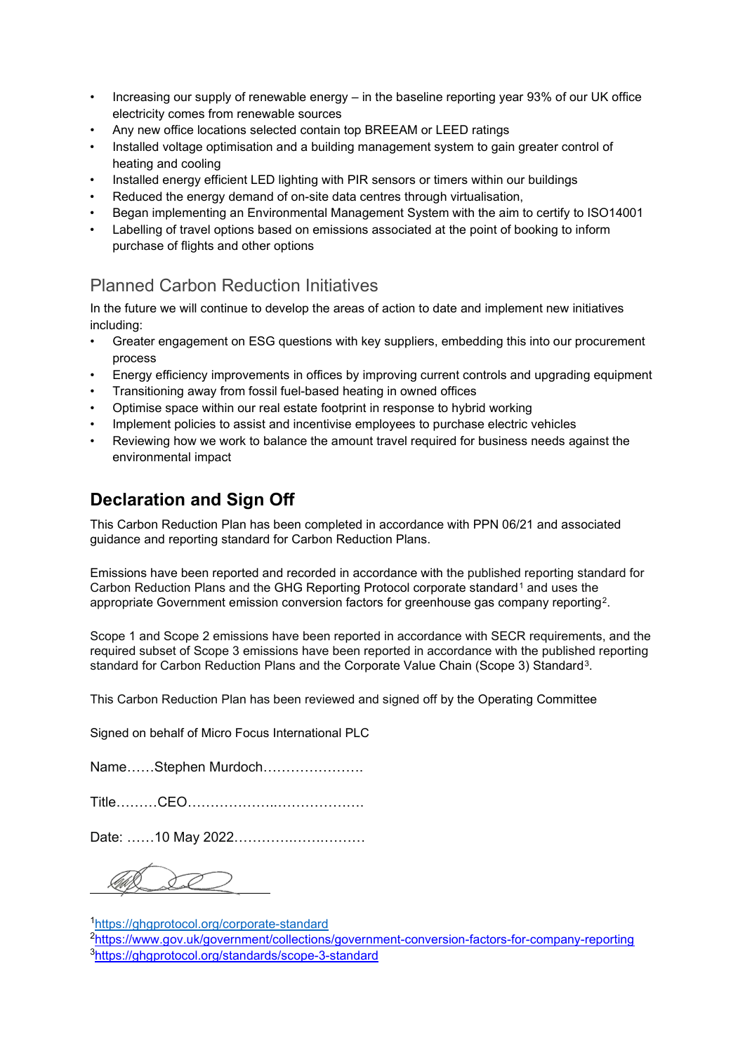- Increasing our supply of renewable energy – in the baseline reporting year 93% of our UK office electricity comes from renewable sources
- Any new office locations selected contain top BREEAM or LEED ratings
- Installed voltage optimisation and a building management system to gain greater control of heating and cooling
- Installed energy efficient LED lighting with PIR sensors or timers within our buildings
- Reduced the energy demand of on-site data centres through virtualisation,
- Began implementing an Environmental Management System with the aim to certify to ISO14001
- Labelling of travel options based on emissions associated at the point of booking to inform purchase of flights and other options

## Planned Carbon Reduction Initiatives

In the future we will continue to develop the areas of action to date and implement new initiatives including:

- Greater engagement on ESG questions with key suppliers, embedding this into our procurement process
- Energy efficiency improvements in offices by improving current controls and upgrading equipment
- Transitioning away from fossil fuel-based heating in owned offices
- Optimise space within our real estate footprint in response to hybrid working
- Implement policies to assist and incentivise employees to purchase electric vehicles
- Reviewing how we work to balance the amount travel required for business needs against the environmental impact

# Declaration and Sign Off

This Carbon Reduction Plan has been completed in accordance with PPN 06/21 and associated guidance and reporting standard for Carbon Reduction Plans.

Emissions have been reported and recorded in accordance with the published reporting standard for Carbon Reduction Plans and the GHG Reporting Protocol corporate standard[1] and uses the appropriate Government emission conversion factors for greenhouse gas company reporting[2].

Scope 1 and Scope 2 emissions have been reported in accordance with SECR requirements, and the required subset of Scope 3 emissions have been reported in accordance with the published reporting standard for Carbon Reduction Plans and the Corporate Value Chain (Scope 3) Standard[3].

This Carbon Reduction Plan has been reviewed and signed off by the Operating Committee

Signed on behalf of Micro Focus International PLC

Name……Stephen Murdoch………………….

Title………CEO………………….……………….

Date: ……10 May 2022……………….……….…

[1]https://ghgprotocol.org/corporate-standard
[2]https://www.gov.uk/government/collections/government-conversion-factors-for-company-reporting
[3]https://ghgprotocol.org/standards/scope-3-standard